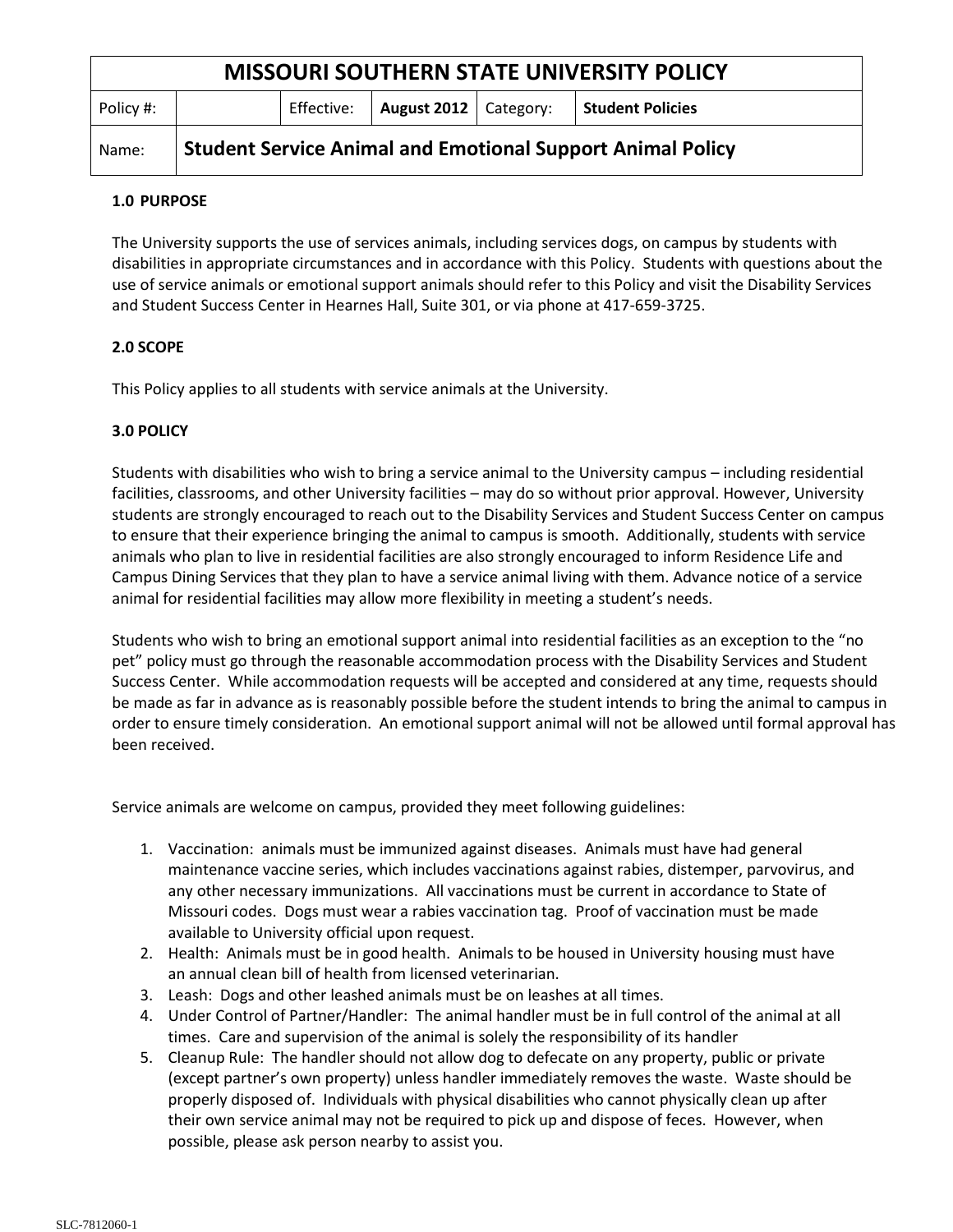| MISSOURI SOUTHERN STATE UNIVERSITY POLICY | | | | | |
|---|---|---|---|---|---|
| Policy #: | | Effective: | **August 2012** | Category: | **Student Policies** |
| Name: | **Student Service Animal and Emotional Support Animal Policy** | | | | |

## 1.0 PURPOSE

The University supports the use of services animals, including services dogs, on campus by students with disabilities in appropriate circumstances and in accordance with this Policy. Students with questions about the use of service animals or emotional support animals should refer to this Policy and visit the Disability Services and Student Success Center in Hearnes Hall, Suite 301, or via phone at 417-659-3725.

## 2.0 SCOPE

This Policy applies to all students with service animals at the University.

## 3.0 POLICY

Students with disabilities who wish to bring a service animal to the University campus – including residential facilities, classrooms, and other University facilities – may do so without prior approval. However, University students are strongly encouraged to reach out to the Disability Services and Student Success Center on campus to ensure that their experience bringing the animal to campus is smooth. Additionally, students with service animals who plan to live in residential facilities are also strongly encouraged to inform Residence Life and Campus Dining Services that they plan to have a service animal living with them. Advance notice of a service animal for residential facilities may allow more flexibility in meeting a student's needs.

Students who wish to bring an emotional support animal into residential facilities as an exception to the "no pet" policy must go through the reasonable accommodation process with the Disability Services and Student Success Center. While accommodation requests will be accepted and considered at any time, requests should be made as far in advance as is reasonably possible before the student intends to bring the animal to campus in order to ensure timely consideration. An emotional support animal will not be allowed until formal approval has been received.

Service animals are welcome on campus, provided they meet following guidelines:

1. Vaccination: animals must be immunized against diseases. Animals must have had general maintenance vaccine series, which includes vaccinations against rabies, distemper, parvovirus, and any other necessary immunizations. All vaccinations must be current in accordance to State of Missouri codes. Dogs must wear a rabies vaccination tag. Proof of vaccination must be made available to University official upon request.
2. Health: Animals must be in good health. Animals to be housed in University housing must have an annual clean bill of health from licensed veterinarian.
3. Leash: Dogs and other leashed animals must be on leashes at all times.
4. Under Control of Partner/Handler: The animal handler must be in full control of the animal at all times. Care and supervision of the animal is solely the responsibility of its handler
5. Cleanup Rule: The handler should not allow dog to defecate on any property, public or private (except partner's own property) unless handler immediately removes the waste. Waste should be properly disposed of. Individuals with physical disabilities who cannot physically clean up after their own service animal may not be required to pick up and dispose of feces. However, when possible, please ask person nearby to assist you.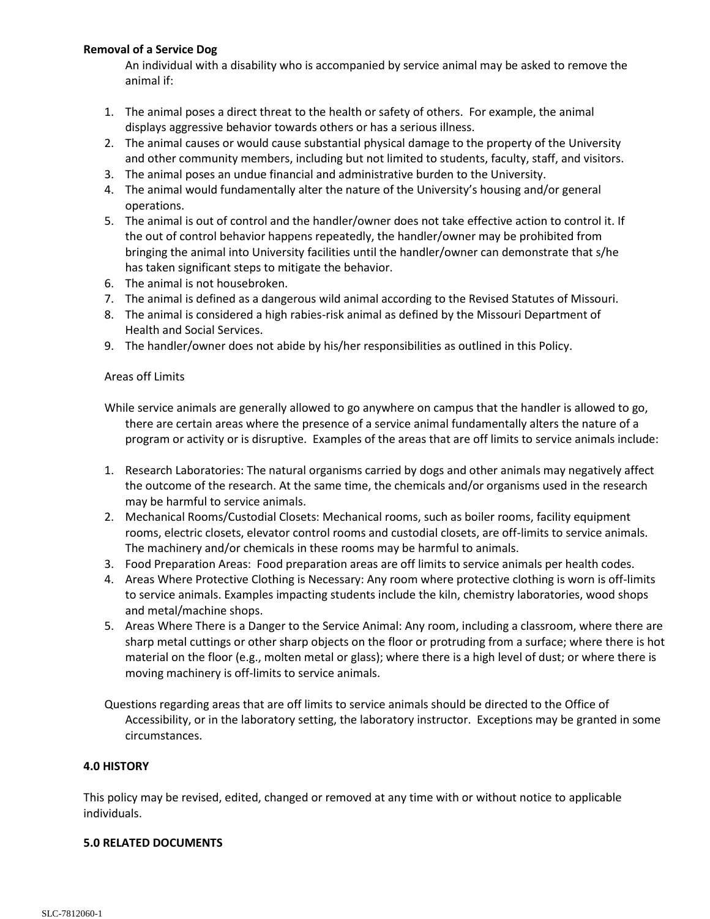**Removal of a Service Dog**

An individual with a disability who is accompanied by service animal may be asked to remove the animal if:

1. The animal poses a direct threat to the health or safety of others. For example, the animal displays aggressive behavior towards others or has a serious illness.
2. The animal causes or would cause substantial physical damage to the property of the University and other community members, including but not limited to students, faculty, staff, and visitors.
3. The animal poses an undue financial and administrative burden to the University.
4. The animal would fundamentally alter the nature of the University's housing and/or general operations.
5. The animal is out of control and the handler/owner does not take effective action to control it. If the out of control behavior happens repeatedly, the handler/owner may be prohibited from bringing the animal into University facilities until the handler/owner can demonstrate that s/he has taken significant steps to mitigate the behavior.
6. The animal is not housebroken.
7. The animal is defined as a dangerous wild animal according to the Revised Statutes of Missouri.
8. The animal is considered a high rabies-risk animal as defined by the Missouri Department of Health and Social Services.
9. The handler/owner does not abide by his/her responsibilities as outlined in this Policy.

Areas off Limits

While service animals are generally allowed to go anywhere on campus that the handler is allowed to go, there are certain areas where the presence of a service animal fundamentally alters the nature of a program or activity or is disruptive. Examples of the areas that are off limits to service animals include:

1. Research Laboratories: The natural organisms carried by dogs and other animals may negatively affect the outcome of the research. At the same time, the chemicals and/or organisms used in the research may be harmful to service animals.
2. Mechanical Rooms/Custodial Closets: Mechanical rooms, such as boiler rooms, facility equipment rooms, electric closets, elevator control rooms and custodial closets, are off-limits to service animals. The machinery and/or chemicals in these rooms may be harmful to animals.
3. Food Preparation Areas: Food preparation areas are off limits to service animals per health codes.
4. Areas Where Protective Clothing is Necessary: Any room where protective clothing is worn is off-limits to service animals. Examples impacting students include the kiln, chemistry laboratories, wood shops and metal/machine shops.
5. Areas Where There is a Danger to the Service Animal: Any room, including a classroom, where there are sharp metal cuttings or other sharp objects on the floor or protruding from a surface; where there is hot material on the floor (e.g., molten metal or glass); where there is a high level of dust; or where there is moving machinery is off-limits to service animals.

Questions regarding areas that are off limits to service animals should be directed to the Office of Accessibility, or in the laboratory setting, the laboratory instructor. Exceptions may be granted in some circumstances.

**4.0 HISTORY**

This policy may be revised, edited, changed or removed at any time with or without notice to applicable individuals.

**5.0 RELATED DOCUMENTS**

SLC-7812060-1